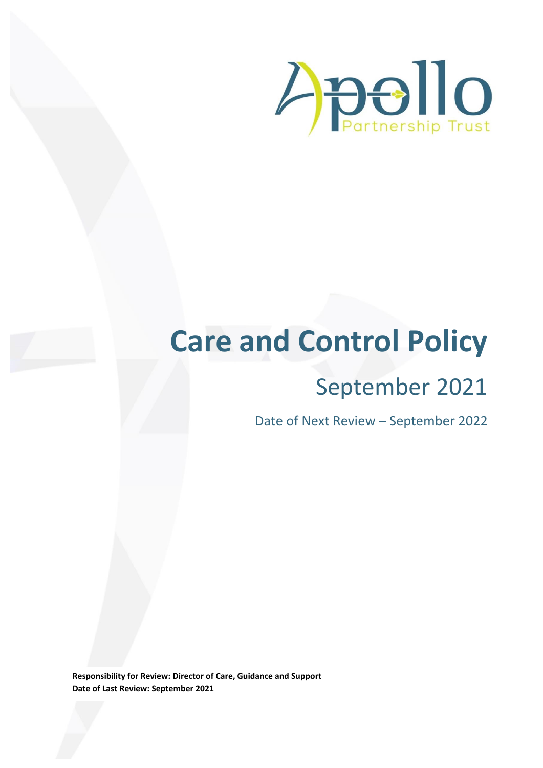Apollo Partnership Trust

# Care and Control Policy

## September 2021

Date of Next Review – September 2022

**Responsibility for Review: Director of Care, Guidance and Support**
**Date of Last Review: September 2021**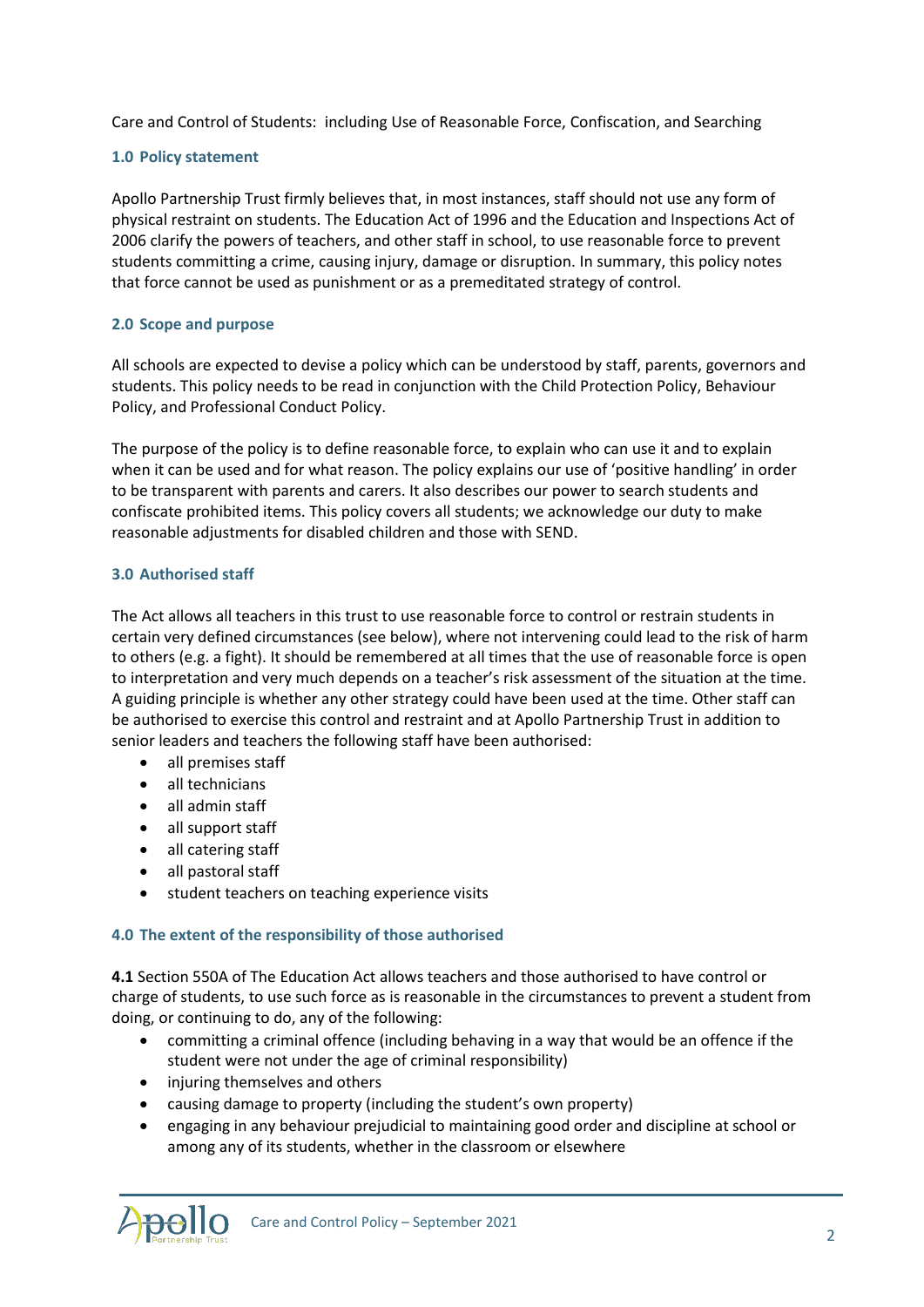Care and Control of Students: including Use of Reasonable Force, Confiscation, and Searching

## 1.0 Policy statement

Apollo Partnership Trust firmly believes that, in most instances, staff should not use any form of physical restraint on students. The Education Act of 1996 and the Education and Inspections Act of 2006 clarify the powers of teachers, and other staff in school, to use reasonable force to prevent students committing a crime, causing injury, damage or disruption. In summary, this policy notes that force cannot be used as punishment or as a premeditated strategy of control.

## 2.0 Scope and purpose

All schools are expected to devise a policy which can be understood by staff, parents, governors and students. This policy needs to be read in conjunction with the Child Protection Policy, Behaviour Policy, and Professional Conduct Policy.

The purpose of the policy is to define reasonable force, to explain who can use it and to explain when it can be used and for what reason. The policy explains our use of 'positive handling' in order to be transparent with parents and carers. It also describes our power to search students and confiscate prohibited items. This policy covers all students; we acknowledge our duty to make reasonable adjustments for disabled children and those with SEND.

## 3.0 Authorised staff

The Act allows all teachers in this trust to use reasonable force to control or restrain students in certain very defined circumstances (see below), where not intervening could lead to the risk of harm to others (e.g. a fight). It should be remembered at all times that the use of reasonable force is open to interpretation and very much depends on a teacher's risk assessment of the situation at the time. A guiding principle is whether any other strategy could have been used at the time. Other staff can be authorised to exercise this control and restraint and at Apollo Partnership Trust in addition to senior leaders and teachers the following staff have been authorised:

- all premises staff
- all technicians
- all admin staff
- all support staff
- all catering staff
- all pastoral staff
- student teachers on teaching experience visits

## 4.0 The extent of the responsibility of those authorised

**4.1** Section 550A of The Education Act allows teachers and those authorised to have control or charge of students, to use such force as is reasonable in the circumstances to prevent a student from doing, or continuing to do, any of the following:

- committing a criminal offence (including behaving in a way that would be an offence if the student were not under the age of criminal responsibility)
- injuring themselves and others
- causing damage to property (including the student's own property)
- engaging in any behaviour prejudicial to maintaining good order and discipline at school or among any of its students, whether in the classroom or elsewhere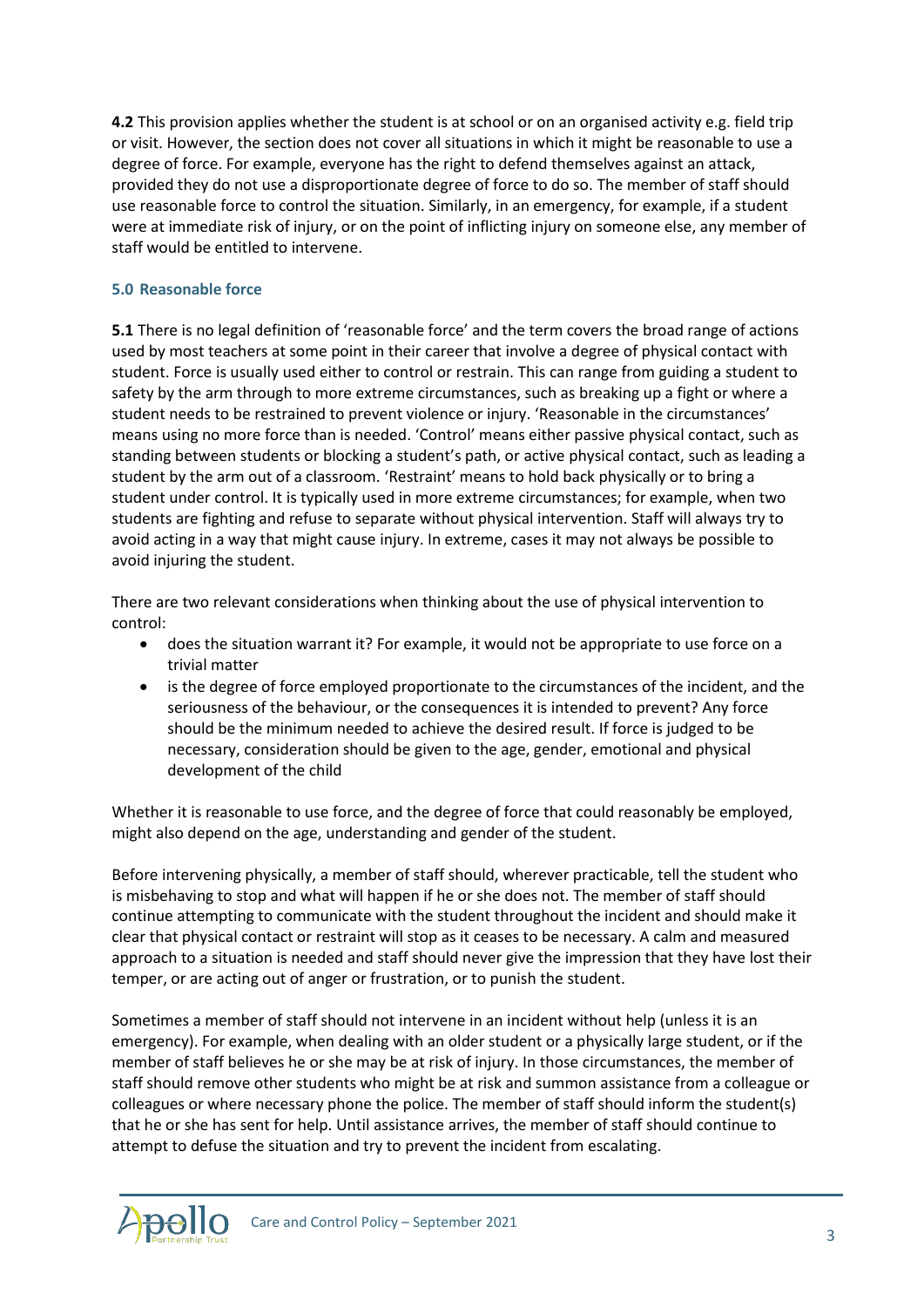**4.2** This provision applies whether the student is at school or on an organised activity e.g. field trip or visit. However, the section does not cover all situations in which it might be reasonable to use a degree of force. For example, everyone has the right to defend themselves against an attack, provided they do not use a disproportionate degree of force to do so. The member of staff should use reasonable force to control the situation. Similarly, in an emergency, for example, if a student were at immediate risk of injury, or on the point of inflicting injury on someone else, any member of staff would be entitled to intervene.

## 5.0 Reasonable force

**5.1** There is no legal definition of 'reasonable force' and the term covers the broad range of actions used by most teachers at some point in their career that involve a degree of physical contact with student. Force is usually used either to control or restrain. This can range from guiding a student to safety by the arm through to more extreme circumstances, such as breaking up a fight or where a student needs to be restrained to prevent violence or injury. 'Reasonable in the circumstances' means using no more force than is needed. 'Control' means either passive physical contact, such as standing between students or blocking a student's path, or active physical contact, such as leading a student by the arm out of a classroom. 'Restraint' means to hold back physically or to bring a student under control. It is typically used in more extreme circumstances; for example, when two students are fighting and refuse to separate without physical intervention. Staff will always try to avoid acting in a way that might cause injury. In extreme, cases it may not always be possible to avoid injuring the student.

There are two relevant considerations when thinking about the use of physical intervention to control:

- does the situation warrant it? For example, it would not be appropriate to use force on a trivial matter
- is the degree of force employed proportionate to the circumstances of the incident, and the seriousness of the behaviour, or the consequences it is intended to prevent? Any force should be the minimum needed to achieve the desired result. If force is judged to be necessary, consideration should be given to the age, gender, emotional and physical development of the child

Whether it is reasonable to use force, and the degree of force that could reasonably be employed, might also depend on the age, understanding and gender of the student.

Before intervening physically, a member of staff should, wherever practicable, tell the student who is misbehaving to stop and what will happen if he or she does not. The member of staff should continue attempting to communicate with the student throughout the incident and should make it clear that physical contact or restraint will stop as it ceases to be necessary. A calm and measured approach to a situation is needed and staff should never give the impression that they have lost their temper, or are acting out of anger or frustration, or to punish the student.

Sometimes a member of staff should not intervene in an incident without help (unless it is an emergency). For example, when dealing with an older student or a physically large student, or if the member of staff believes he or she may be at risk of injury. In those circumstances, the member of staff should remove other students who might be at risk and summon assistance from a colleague or colleagues or where necessary phone the police. The member of staff should inform the student(s) that he or she has sent for help. Until assistance arrives, the member of staff should continue to attempt to defuse the situation and try to prevent the incident from escalating.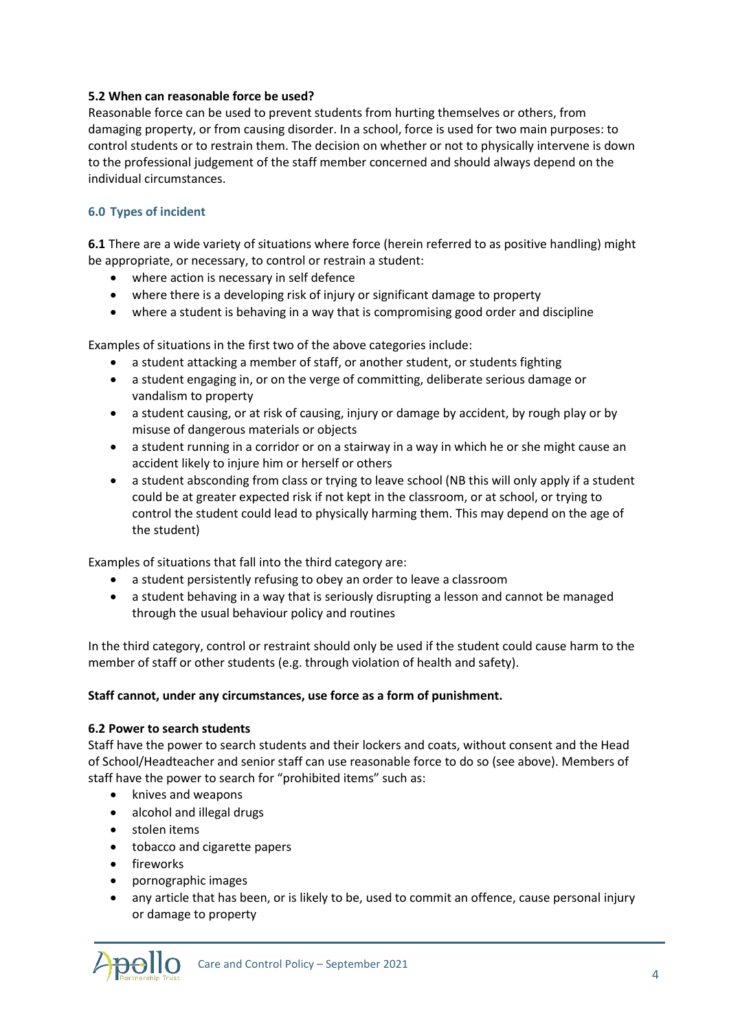**5.2 When can reasonable force be used?**

Reasonable force can be used to prevent students from hurting themselves or others, from damaging property, or from causing disorder. In a school, force is used for two main purposes: to control students or to restrain them. The decision on whether or not to physically intervene is down to the professional judgement of the staff member concerned and should always depend on the individual circumstances.

## 6.0 Types of incident

**6.1** There are a wide variety of situations where force (herein referred to as positive handling) might be appropriate, or necessary, to control or restrain a student:

- where action is necessary in self defence
- where there is a developing risk of injury or significant damage to property
- where a student is behaving in a way that is compromising good order and discipline

Examples of situations in the first two of the above categories include:

- a student attacking a member of staff, or another student, or students fighting
- a student engaging in, or on the verge of committing, deliberate serious damage or vandalism to property
- a student causing, or at risk of causing, injury or damage by accident, by rough play or by misuse of dangerous materials or objects
- a student running in a corridor or on a stairway in a way in which he or she might cause an accident likely to injure him or herself or others
- a student absconding from class or trying to leave school (NB this will only apply if a student could be at greater expected risk if not kept in the classroom, or at school, or trying to control the student could lead to physically harming them. This may depend on the age of the student)

Examples of situations that fall into the third category are:

- a student persistently refusing to obey an order to leave a classroom
- a student behaving in a way that is seriously disrupting a lesson and cannot be managed through the usual behaviour policy and routines

In the third category, control or restraint should only be used if the student could cause harm to the member of staff or other students (e.g. through violation of health and safety).

**Staff cannot, under any circumstances, use force as a form of punishment.**

**6.2 Power to search students**

Staff have the power to search students and their lockers and coats, without consent and the Head of School/Headteacher and senior staff can use reasonable force to do so (see above). Members of staff have the power to search for "prohibited items" such as:

- knives and weapons
- alcohol and illegal drugs
- stolen items
- tobacco and cigarette papers
- fireworks
- pornographic images
- any article that has been, or is likely to be, used to commit an offence, cause personal injury or damage to property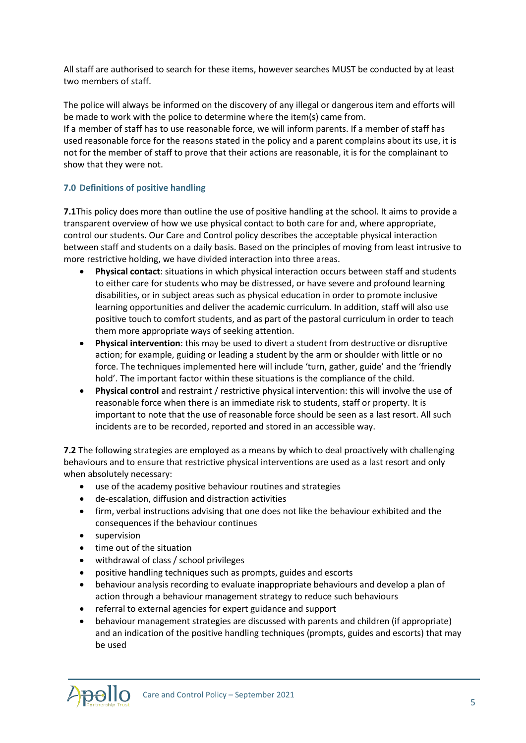All staff are authorised to search for these items, however searches MUST be conducted by at least two members of staff.

The police will always be informed on the discovery of any illegal or dangerous item and efforts will be made to work with the police to determine where the item(s) came from.
If a member of staff has to use reasonable force, we will inform parents. If a member of staff has used reasonable force for the reasons stated in the policy and a parent complains about its use, it is not for the member of staff to prove that their actions are reasonable, it is for the complainant to show that they were not.

### 7.0 Definitions of positive handling

**7.1**This policy does more than outline the use of positive handling at the school. It aims to provide a transparent overview of how we use physical contact to both care for and, where appropriate, control our students. Our Care and Control policy describes the acceptable physical interaction between staff and students on a daily basis. Based on the principles of moving from least intrusive to more restrictive holding, we have divided interaction into three areas.

- **Physical contact**: situations in which physical interaction occurs between staff and students to either care for students who may be distressed, or have severe and profound learning disabilities, or in subject areas such as physical education in order to promote inclusive learning opportunities and deliver the academic curriculum. In addition, staff will also use positive touch to comfort students, and as part of the pastoral curriculum in order to teach them more appropriate ways of seeking attention.
- **Physical intervention**: this may be used to divert a student from destructive or disruptive action; for example, guiding or leading a student by the arm or shoulder with little or no force. The techniques implemented here will include 'turn, gather, guide' and the 'friendly hold'. The important factor within these situations is the compliance of the child.
- **Physical control** and restraint / restrictive physical intervention: this will involve the use of reasonable force when there is an immediate risk to students, staff or property. It is important to note that the use of reasonable force should be seen as a last resort. All such incidents are to be recorded, reported and stored in an accessible way.

**7.2** The following strategies are employed as a means by which to deal proactively with challenging behaviours and to ensure that restrictive physical interventions are used as a last resort and only when absolutely necessary:

- use of the academy positive behaviour routines and strategies
- de-escalation, diffusion and distraction activities
- firm, verbal instructions advising that one does not like the behaviour exhibited and the consequences if the behaviour continues
- supervision
- time out of the situation
- withdrawal of class / school privileges
- positive handling techniques such as prompts, guides and escorts
- behaviour analysis recording to evaluate inappropriate behaviours and develop a plan of action through a behaviour management strategy to reduce such behaviours
- referral to external agencies for expert guidance and support
- behaviour management strategies are discussed with parents and children (if appropriate) and an indication of the positive handling techniques (prompts, guides and escorts) that may be used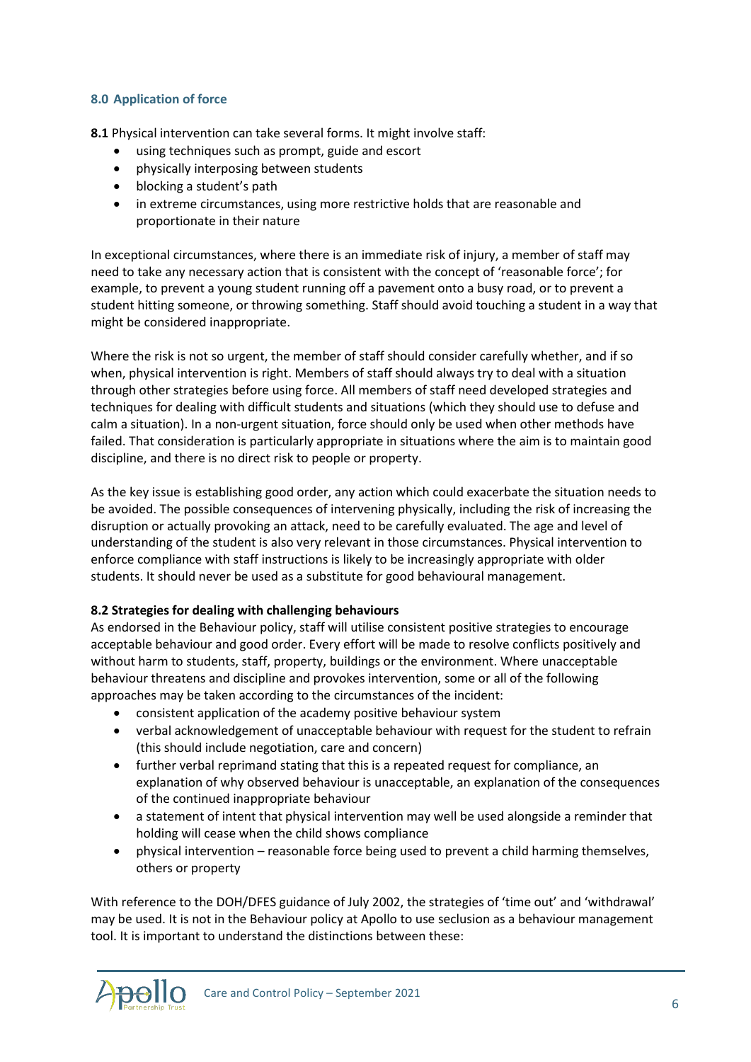## 8.0 Application of force

**8.1** Physical intervention can take several forms. It might involve staff:

- using techniques such as prompt, guide and escort
- physically interposing between students
- blocking a student's path
- in extreme circumstances, using more restrictive holds that are reasonable and proportionate in their nature

In exceptional circumstances, where there is an immediate risk of injury, a member of staff may need to take any necessary action that is consistent with the concept of 'reasonable force'; for example, to prevent a young student running off a pavement onto a busy road, or to prevent a student hitting someone, or throwing something. Staff should avoid touching a student in a way that might be considered inappropriate.

Where the risk is not so urgent, the member of staff should consider carefully whether, and if so when, physical intervention is right. Members of staff should always try to deal with a situation through other strategies before using force. All members of staff need developed strategies and techniques for dealing with difficult students and situations (which they should use to defuse and calm a situation). In a non-urgent situation, force should only be used when other methods have failed. That consideration is particularly appropriate in situations where the aim is to maintain good discipline, and there is no direct risk to people or property.

As the key issue is establishing good order, any action which could exacerbate the situation needs to be avoided. The possible consequences of intervening physically, including the risk of increasing the disruption or actually provoking an attack, need to be carefully evaluated. The age and level of understanding of the student is also very relevant in those circumstances. Physical intervention to enforce compliance with staff instructions is likely to be increasingly appropriate with older students. It should never be used as a substitute for good behavioural management.

**8.2 Strategies for dealing with challenging behaviours**

As endorsed in the Behaviour policy, staff will utilise consistent positive strategies to encourage acceptable behaviour and good order. Every effort will be made to resolve conflicts positively and without harm to students, staff, property, buildings or the environment. Where unacceptable behaviour threatens and discipline and provokes intervention, some or all of the following approaches may be taken according to the circumstances of the incident:

- consistent application of the academy positive behaviour system
- verbal acknowledgement of unacceptable behaviour with request for the student to refrain (this should include negotiation, care and concern)
- further verbal reprimand stating that this is a repeated request for compliance, an explanation of why observed behaviour is unacceptable, an explanation of the consequences of the continued inappropriate behaviour
- a statement of intent that physical intervention may well be used alongside a reminder that holding will cease when the child shows compliance
- physical intervention – reasonable force being used to prevent a child harming themselves, others or property

With reference to the DOH/DFES guidance of July 2002, the strategies of 'time out' and 'withdrawal' may be used. It is not in the Behaviour policy at Apollo to use seclusion as a behaviour management tool. It is important to understand the distinctions between these: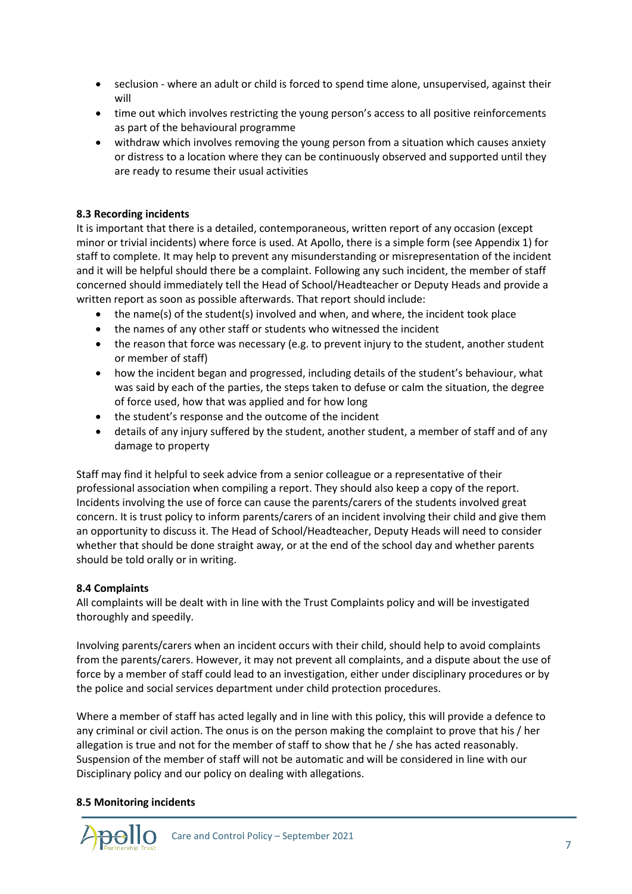- seclusion - where an adult or child is forced to spend time alone, unsupervised, against their will
- time out which involves restricting the young person's access to all positive reinforcements as part of the behavioural programme
- withdraw which involves removing the young person from a situation which causes anxiety or distress to a location where they can be continuously observed and supported until they are ready to resume their usual activities

**8.3 Recording incidents**

It is important that there is a detailed, contemporaneous, written report of any occasion (except minor or trivial incidents) where force is used. At Apollo, there is a simple form (see Appendix 1) for staff to complete. It may help to prevent any misunderstanding or misrepresentation of the incident and it will be helpful should there be a complaint. Following any such incident, the member of staff concerned should immediately tell the Head of School/Headteacher or Deputy Heads and provide a written report as soon as possible afterwards. That report should include:

- the name(s) of the student(s) involved and when, and where, the incident took place
- the names of any other staff or students who witnessed the incident
- the reason that force was necessary (e.g. to prevent injury to the student, another student or member of staff)
- how the incident began and progressed, including details of the student's behaviour, what was said by each of the parties, the steps taken to defuse or calm the situation, the degree of force used, how that was applied and for how long
- the student's response and the outcome of the incident
- details of any injury suffered by the student, another student, a member of staff and of any damage to property

Staff may find it helpful to seek advice from a senior colleague or a representative of their professional association when compiling a report. They should also keep a copy of the report. Incidents involving the use of force can cause the parents/carers of the students involved great concern. It is trust policy to inform parents/carers of an incident involving their child and give them an opportunity to discuss it. The Head of School/Headteacher, Deputy Heads will need to consider whether that should be done straight away, or at the end of the school day and whether parents should be told orally or in writing.

**8.4 Complaints**

All complaints will be dealt with in line with the Trust Complaints policy and will be investigated thoroughly and speedily.

Involving parents/carers when an incident occurs with their child, should help to avoid complaints from the parents/carers. However, it may not prevent all complaints, and a dispute about the use of force by a member of staff could lead to an investigation, either under disciplinary procedures or by the police and social services department under child protection procedures.

Where a member of staff has acted legally and in line with this policy, this will provide a defence to any criminal or civil action. The onus is on the person making the complaint to prove that his / her allegation is true and not for the member of staff to show that he / she has acted reasonably. Suspension of the member of staff will not be automatic and will be considered in line with our Disciplinary policy and our policy on dealing with allegations.

**8.5 Monitoring incidents**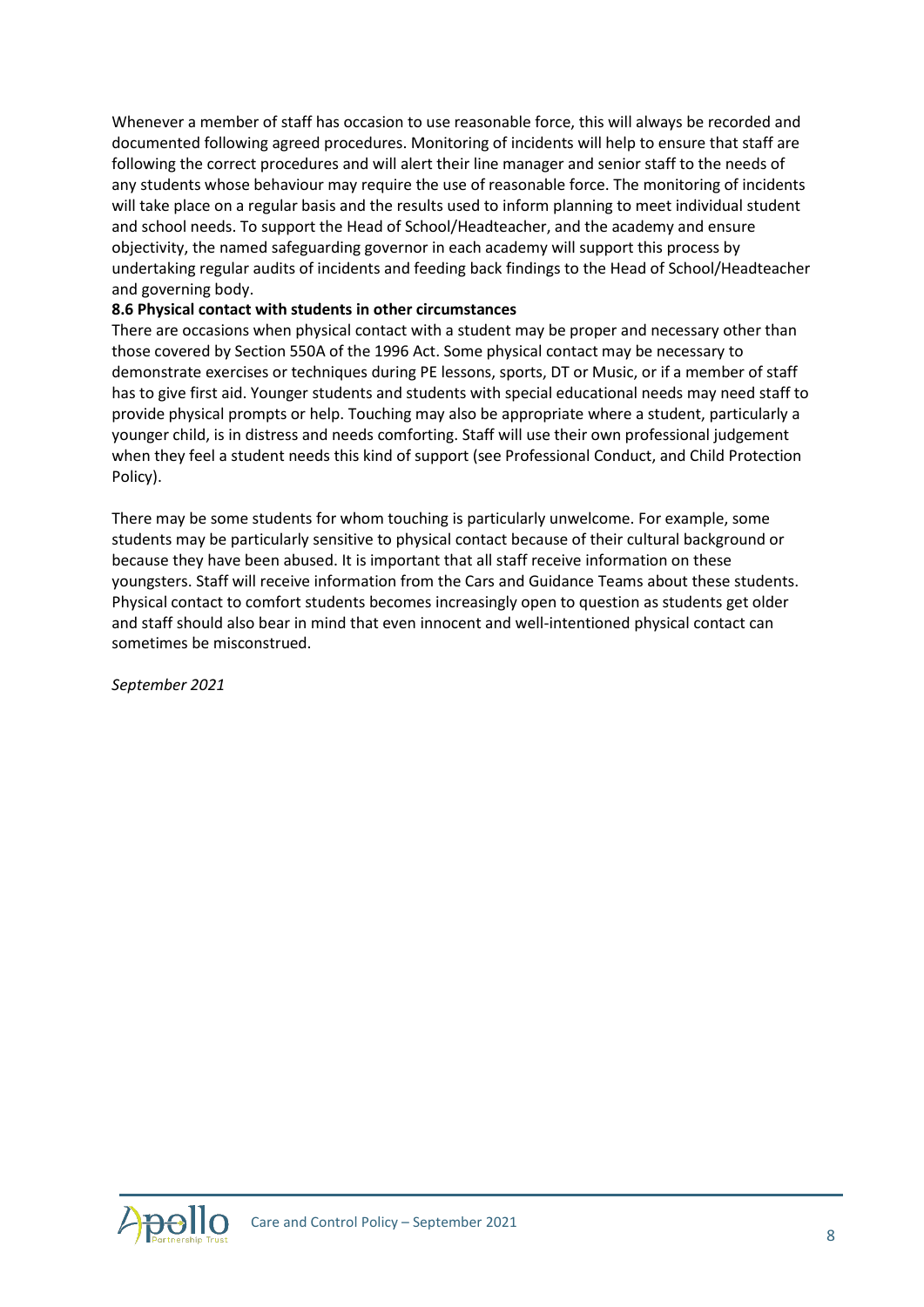Whenever a member of staff has occasion to use reasonable force, this will always be recorded and documented following agreed procedures. Monitoring of incidents will help to ensure that staff are following the correct procedures and will alert their line manager and senior staff to the needs of any students whose behaviour may require the use of reasonable force. The monitoring of incidents will take place on a regular basis and the results used to inform planning to meet individual student and school needs. To support the Head of School/Headteacher, and the academy and ensure objectivity, the named safeguarding governor in each academy will support this process by undertaking regular audits of incidents and feeding back findings to the Head of School/Headteacher and governing body.

**8.6 Physical contact with students in other circumstances**

There are occasions when physical contact with a student may be proper and necessary other than those covered by Section 550A of the 1996 Act. Some physical contact may be necessary to demonstrate exercises or techniques during PE lessons, sports, DT or Music, or if a member of staff has to give first aid. Younger students and students with special educational needs may need staff to provide physical prompts or help. Touching may also be appropriate where a student, particularly a younger child, is in distress and needs comforting. Staff will use their own professional judgement when they feel a student needs this kind of support (see Professional Conduct, and Child Protection Policy).

There may be some students for whom touching is particularly unwelcome. For example, some students may be particularly sensitive to physical contact because of their cultural background or because they have been abused. It is important that all staff receive information on these youngsters. Staff will receive information from the Cars and Guidance Teams about these students. Physical contact to comfort students becomes increasingly open to question as students get older and staff should also bear in mind that even innocent and well-intentioned physical contact can sometimes be misconstrued.

*September 2021*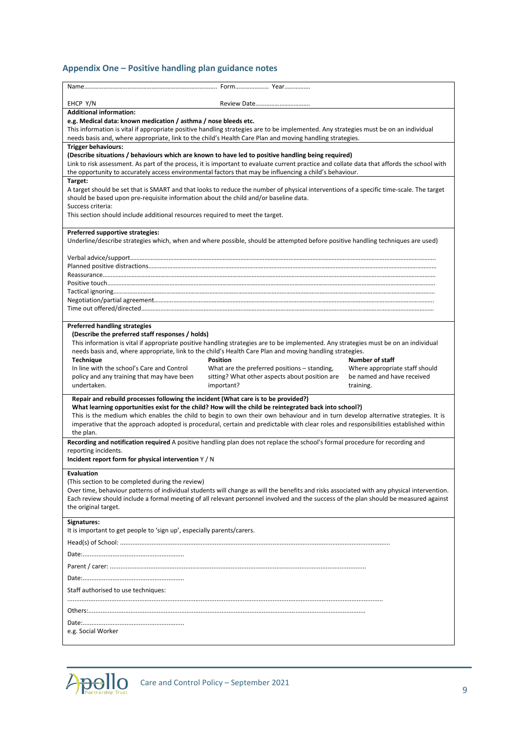## Appendix One – Positive handling plan guidance notes

Name………………………………………………………………………. Form………………… Year…………….

EHCP Y/N Review Date…………………………….

**Additional information:**

**e.g. Medical data: known medication / asthma / nose bleeds etc.**

This information is vital if appropriate positive handling strategies are to be implemented. Any strategies must be on an individual needs basis and, where appropriate, link to the child's Health Care Plan and moving handling strategies.

**Trigger behaviours:**

**(Describe situations / behaviours which are known to have led to positive handling being required)**

Link to risk assessment. As part of the process, it is important to evaluate current practice and collate data that affords the school with the opportunity to accurately access environmental factors that may be influencing a child's behaviour.

**Target:**

A target should be set that is SMART and that looks to reduce the number of physical interventions of a specific time-scale. The target should be based upon pre-requisite information about the child and/or baseline data.

Success criteria:

This section should include additional resources required to meet the target.

**Preferred supportive strategies:**

Underline/describe strategies which, when and where possible, should be attempted before positive handling techniques are used)

Verbal advice/support……………………………………………………………………………………………………………

Planned positive distractions……………………………………………………………………………………………………

Reassurance………………………………………………………………………………………………………………………

Positive touch……………………………………………………………………………………………………………………

Tactical ignoring…………………………………………………………………………………………………………………

Negotiation/partial agreement…………………………………………………………………………………………………

Time out offered/directed………………………………………………………………………………………………………

**Preferred handling strategies**

**(Describe the preferred staff responses / holds)**

This information is vital if appropriate positive handling strategies are to be implemented. Any strategies must be on an individual needs basis and, where appropriate, link to the child's Health Care Plan and moving handling strategies.

| Technique | Position | Number of staff |
| --- | --- | --- |
| In line with the school's Care and Control policy and any training that may have been undertaken. | What are the preferred positions – standing, sitting? What other aspects about position are important? | Where appropriate staff should be named and have received training. |

**Repair and rebuild processes following the incident (What care is to be provided?)**

**What learning opportunities exist for the child? How will the child be reintegrated back into school?)**

This is the medium which enables the child to begin to own their own behaviour and in turn develop alternative strategies. It is imperative that the approach adopted is procedural, certain and predictable with clear roles and responsibilities established within the plan.

**Recording and notification required** A positive handling plan does not replace the school's formal procedure for recording and reporting incidents.

**Incident report form for physical intervention** Y / N

**Evaluation**

(This section to be completed during the review)

Over time, behaviour patterns of individual students will change as will the benefits and risks associated with any physical intervention. Each review should include a formal meeting of all relevant personnel involved and the success of the plan should be measured against the original target.

**Signatures:**

It is important to get people to 'sign up', especially parents/carers.

Head(s) of School: ……………………………………………………………………………………………………

Date:…………………………………………………

Parent / carer: …………………………………………………………………………………………………………

Date:…………………………………………………

Staff authorised to use techniques:

……………………………………………………………………………………………………………………………

Others:…………………………………………………………………………………………………………………

Date:…………………………………………………

e.g. Social Worker